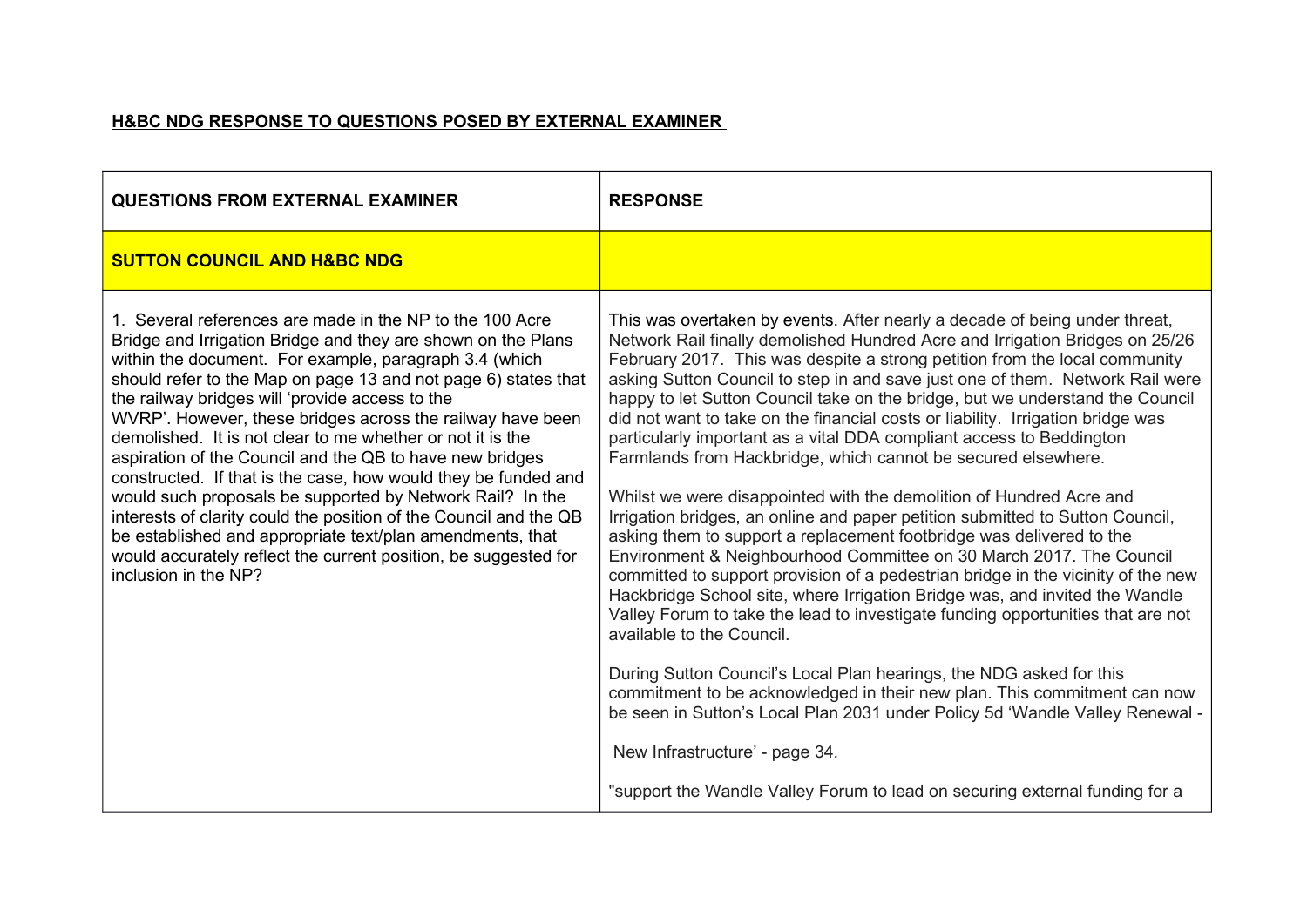**H&BC NDG RESPONSE TO QUESTIONS POSED BY EXTERNAL EXAMINER**

| QUESTIONS FROM EXTERNAL EXAMINER | RESPONSE |
|---|---|
| **SUTTON COUNCIL AND H&BC NDG** | |
| 1. Several references are made in the NP to the 100 Acre Bridge and Irrigation Bridge and they are shown on the Plans within the document. For example, paragraph 3.4 (which should refer to the Map on page 13 and not page 6) states that the railway bridges will 'provide access to the WVRP'. However, these bridges across the railway have been demolished. It is not clear to me whether or not it is the aspiration of the Council and the QB to have new bridges constructed. If that is the case, how would they be funded and would such proposals be supported by Network Rail? In the interests of clarity could the position of the Council and the QB be established and appropriate text/plan amendments, that would accurately reflect the current position, be suggested for inclusion in the NP? | This was overtaken by events. After nearly a decade of being under threat, Network Rail finally demolished Hundred Acre and Irrigation Bridges on 25/26 February 2017. This was despite a strong petition from the local community asking Sutton Council to step in and save just one of them. Network Rail were happy to let Sutton Council take on the bridge, but we understand the Council did not want to take on the financial costs or liability. Irrigation bridge was particularly important as a vital DDA compliant access to Beddington Farmlands from Hackbridge, which cannot be secured elsewhere.<br><br>Whilst we were disappointed with the demolition of Hundred Acre and Irrigation bridges, an online and paper petition submitted to Sutton Council, asking them to support a replacement footbridge was delivered to the Environment & Neighbourhood Committee on 30 March 2017. The Council committed to support provision of a pedestrian bridge in the vicinity of the new Hackbridge School site, where Irrigation Bridge was, and invited the Wandle Valley Forum to take the lead to investigate funding opportunities that are not available to the Council.<br><br>During Sutton Council's Local Plan hearings, the NDG asked for this commitment to be acknowledged in their new plan. This commitment can now be seen in Sutton's Local Plan 2031 under Policy 5d 'Wandle Valley Renewal - New Infrastructure' - page 34.<br><br>"support the Wandle Valley Forum to lead on securing external funding for a |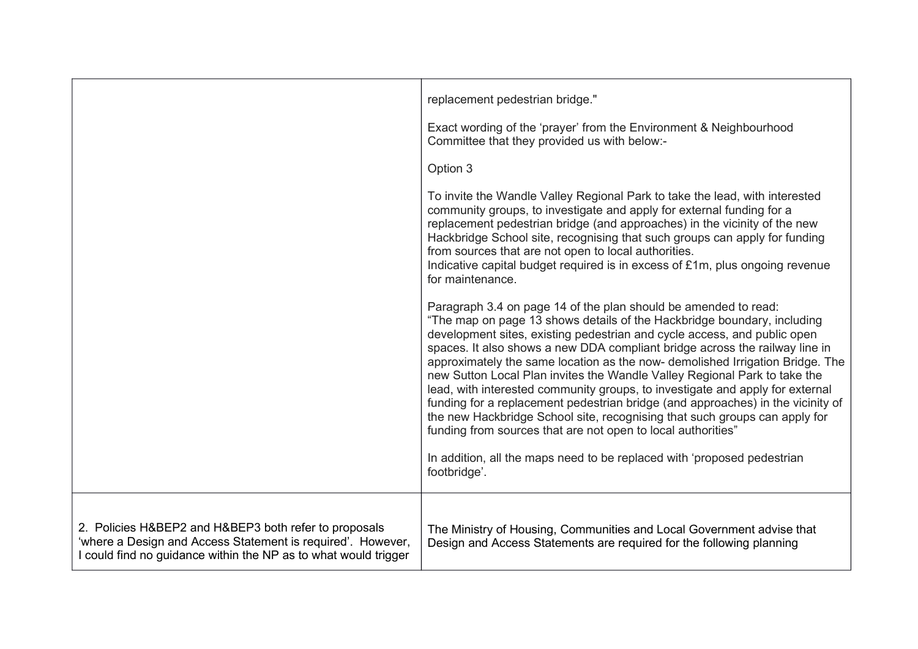| | |
|---|---|
| | replacement pedestrian bridge."<br><br>Exact wording of the 'prayer' from the Environment & Neighbourhood Committee that they provided us with below:-<br><br>Option 3<br><br>To invite the Wandle Valley Regional Park to take the lead, with interested community groups, to investigate and apply for external funding for a replacement pedestrian bridge (and approaches) in the vicinity of the new Hackbridge School site, recognising that such groups can apply for funding from sources that are not open to local authorities.<br>Indicative capital budget required is in excess of £1m, plus ongoing revenue for maintenance.<br><br>Paragraph 3.4 on page 14 of the plan should be amended to read:<br>"The map on page 13 shows details of the Hackbridge boundary, including development sites, existing pedestrian and cycle access, and public open spaces. It also shows a new DDA compliant bridge across the railway line in approximately the same location as the now- demolished Irrigation Bridge. The new Sutton Local Plan invites the Wandle Valley Regional Park to take the lead, with interested community groups, to investigate and apply for external funding for a replacement pedestrian bridge (and approaches) in the vicinity of the new Hackbridge School site, recognising that such groups can apply for funding from sources that are not open to local authorities"<br><br>In addition, all the maps need to be replaced with 'proposed pedestrian footbridge'. |
| 2. Policies H&BEP2 and H&BEP3 both refer to proposals 'where a Design and Access Statement is required'. However, I could find no guidance within the NP as to what would trigger | The Ministry of Housing, Communities and Local Government advise that Design and Access Statements are required for the following planning |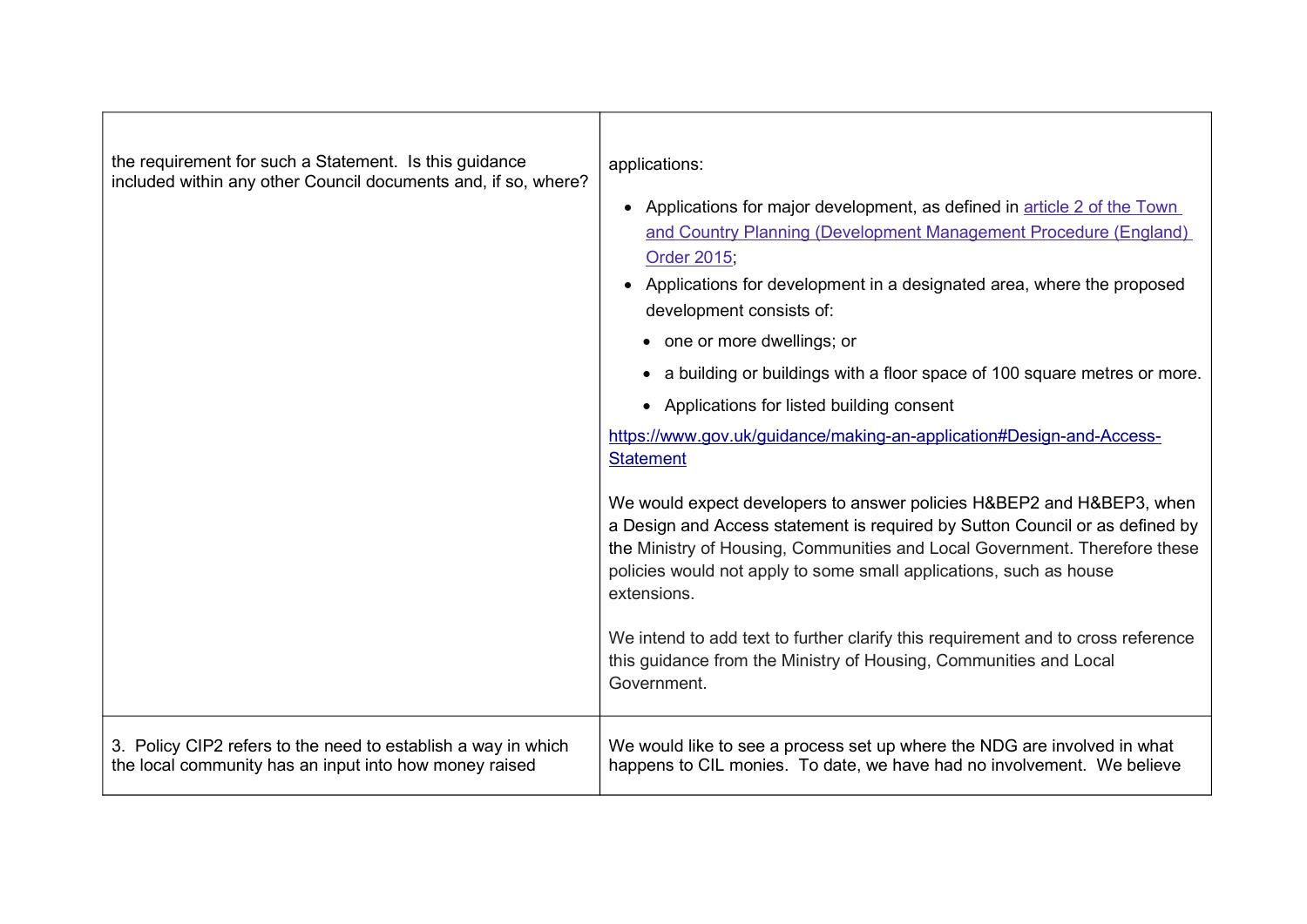| | |
|---|---|
| the requirement for such a Statement. Is this guidance included within any other Council documents and, if so, where? | applications:<br><br>• Applications for major development, as defined in [article 2 of the Town and Country Planning (Development Management Procedure (England) Order 2015](article 2 of the Town and Country Planning (Development Management Procedure (England) Order 2015);<br>• Applications for development in a designated area, where the proposed development consists of:<br>  • one or more dwellings; or<br>  • a building or buildings with a floor space of 100 square metres or more.<br>  • Applications for listed building consent<br><br>https://www.gov.uk/guidance/making-an-application#Design-and-Access-Statement<br><br>We would expect developers to answer policies H&BEP2 and H&BEP3, when a Design and Access statement is required by Sutton Council or as defined by the Ministry of Housing, Communities and Local Government. Therefore these policies would not apply to some small applications, such as house extensions.<br><br>We intend to add text to further clarify this requirement and to cross reference this guidance from the Ministry of Housing, Communities and Local Government. |
| 3. Policy CIP2 refers to the need to establish a way in which the local community has an input into how money raised | We would like to see a process set up where the NDG are involved in what happens to CIL monies. To date, we have had no involvement. We believe |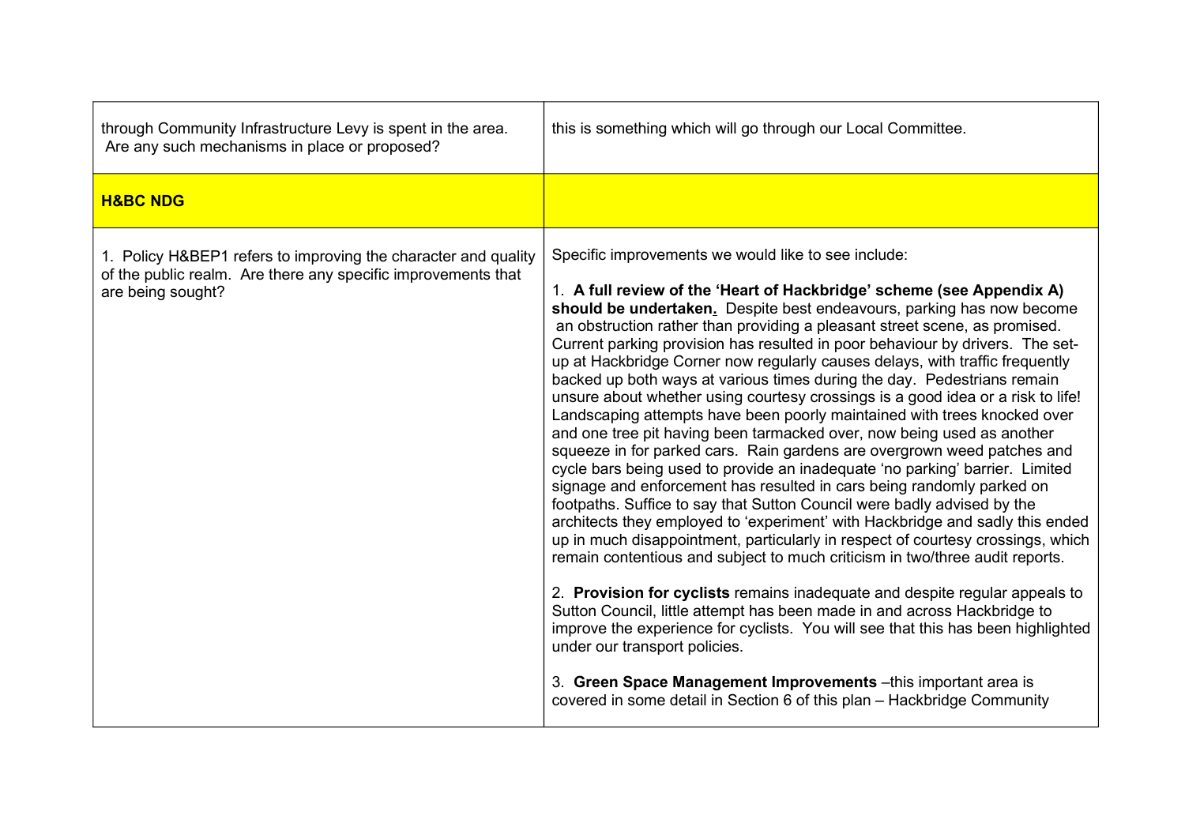| | |
|---|---|
| through Community Infrastructure Levy is spent in the area. Are any such mechanisms in place or proposed? | this is something which will go through our Local Committee. |
| **H&BC NDG** | |
| 1. Policy H&BEP1 refers to improving the character and quality of the public realm. Are there any specific improvements that are being sought? | Specific improvements we would like to see include:<br><br>1. **A full review of the 'Heart of Hackbridge' scheme (see Appendix A) should be undertaken.** Despite best endeavours, parking has now become an obstruction rather than providing a pleasant street scene, as promised. Current parking provision has resulted in poor behaviour by drivers. The set-up at Hackbridge Corner now regularly causes delays, with traffic frequently backed up both ways at various times during the day. Pedestrians remain unsure about whether using courtesy crossings is a good idea or a risk to life! Landscaping attempts have been poorly maintained with trees knocked over and one tree pit having been tarmacked over, now being used as another squeeze in for parked cars. Rain gardens are overgrown weed patches and cycle bars being used to provide an inadequate 'no parking' barrier. Limited signage and enforcement has resulted in cars being randomly parked on footpaths. Suffice to say that Sutton Council were badly advised by the architects they employed to 'experiment' with Hackbridge and sadly this ended up in much disappointment, particularly in respect of courtesy crossings, which remain contentious and subject to much criticism in two/three audit reports.<br><br>2. **Provision for cyclists** remains inadequate and despite regular appeals to Sutton Council, little attempt has been made in and across Hackbridge to improve the experience for cyclists. You will see that this has been highlighted under our transport policies.<br><br>3. **Green Space Management Improvements** –this important area is covered in some detail in Section 6 of this plan – Hackbridge Community |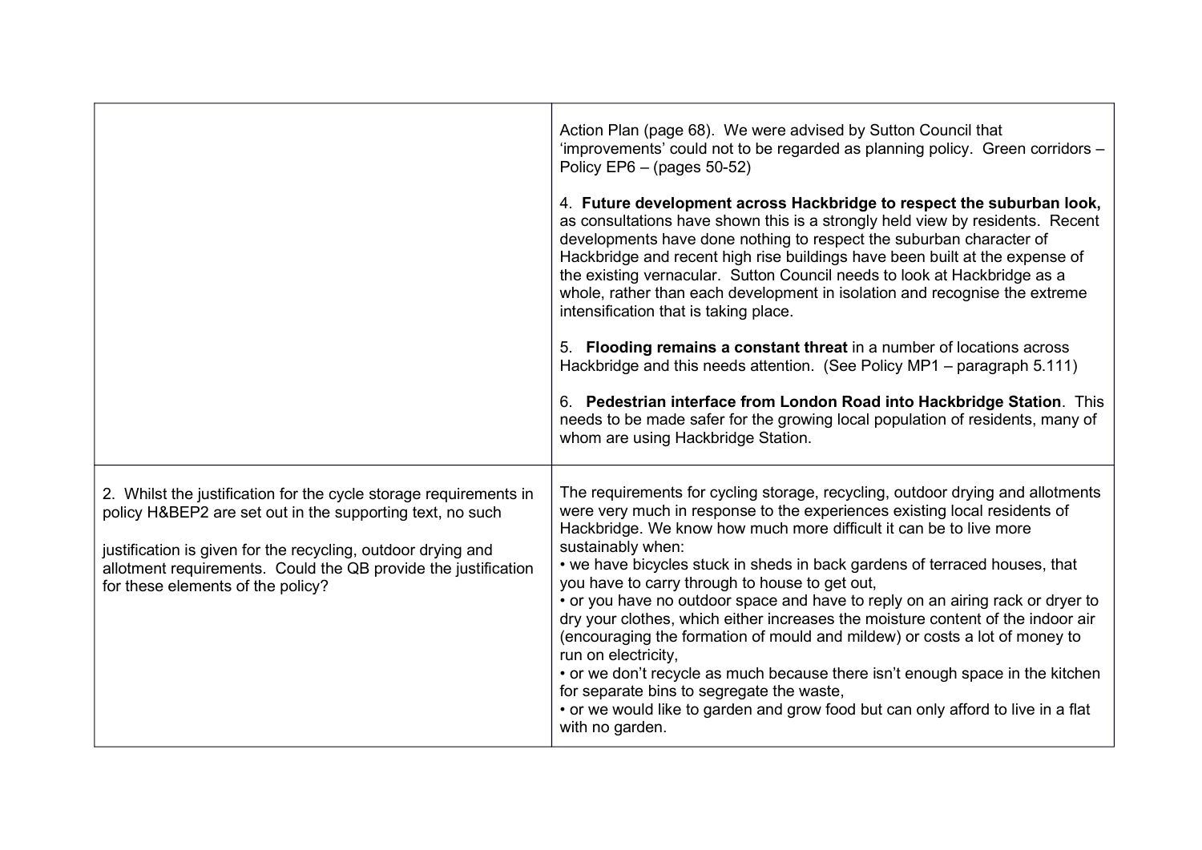|  |  |
|---|---|
|  | Action Plan (page 68). We were advised by Sutton Council that 'improvements' could not to be regarded as planning policy. Green corridors – Policy EP6 – (pages 50-52)<br><br>4. **Future development across Hackbridge to respect the suburban look,** as consultations have shown this is a strongly held view by residents. Recent developments have done nothing to respect the suburban character of Hackbridge and recent high rise buildings have been built at the expense of the existing vernacular. Sutton Council needs to look at Hackbridge as a whole, rather than each development in isolation and recognise the extreme intensification that is taking place.<br><br>5. **Flooding remains a constant threat** in a number of locations across Hackbridge and this needs attention. (See Policy MP1 – paragraph 5.111)<br><br>6. **Pedestrian interface from London Road into Hackbridge Station**. This needs to be made safer for the growing local population of residents, many of whom are using Hackbridge Station. |
| 2. Whilst the justification for the cycle storage requirements in policy H&BEP2 are set out in the supporting text, no such<br><br>justification is given for the recycling, outdoor drying and allotment requirements. Could the QB provide the justification for these elements of the policy? | The requirements for cycling storage, recycling, outdoor drying and allotments were very much in response to the experiences existing local residents of Hackbridge. We know how much more difficult it can be to live more sustainably when:<br>• we have bicycles stuck in sheds in back gardens of terraced houses, that you have to carry through to house to get out,<br>• or you have no outdoor space and have to reply on an airing rack or dryer to dry your clothes, which either increases the moisture content of the indoor air (encouraging the formation of mould and mildew) or costs a lot of money to run on electricity,<br>• or we don't recycle as much because there isn't enough space in the kitchen for separate bins to segregate the waste,<br>• or we would like to garden and grow food but can only afford to live in a flat with no garden. |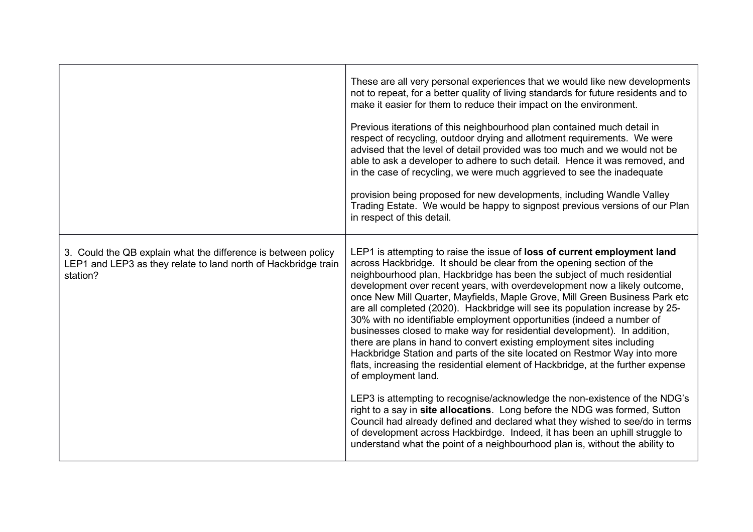| | |
|---|---|
| | These are all very personal experiences that we would like new developments not to repeat, for a better quality of living standards for future residents and to make it easier for them to reduce their impact on the environment.<br><br>Previous iterations of this neighbourhood plan contained much detail in respect of recycling, outdoor drying and allotment requirements. We were advised that the level of detail provided was too much and we would not be able to ask a developer to adhere to such detail. Hence it was removed, and in the case of recycling, we were much aggrieved to see the inadequate<br><br>provision being proposed for new developments, including Wandle Valley Trading Estate. We would be happy to signpost previous versions of our Plan in respect of this detail. |
| 3. Could the QB explain what the difference is between policy LEP1 and LEP3 as they relate to land north of Hackbridge train station? | LEP1 is attempting to raise the issue of **loss of current employment land** across Hackbridge. It should be clear from the opening section of the neighbourhood plan, Hackbridge has been the subject of much residential development over recent years, with overdevelopment now a likely outcome, once New Mill Quarter, Mayfields, Maple Grove, Mill Green Business Park etc are all completed (2020). Hackbridge will see its population increase by 25-30% with no identifiable employment opportunities (indeed a number of businesses closed to make way for residential development). In addition, there are plans in hand to convert existing employment sites including Hackbridge Station and parts of the site located on Restmor Way into more flats, increasing the residential element of Hackbridge, at the further expense of employment land.<br><br>LEP3 is attempting to recognise/acknowledge the non-existence of the NDG's right to a say in **site allocations**. Long before the NDG was formed, Sutton Council had already defined and declared what they wished to see/do in terms of development across Hackbirdge. Indeed, it has been an uphill struggle to understand what the point of a neighbourhood plan is, without the ability to |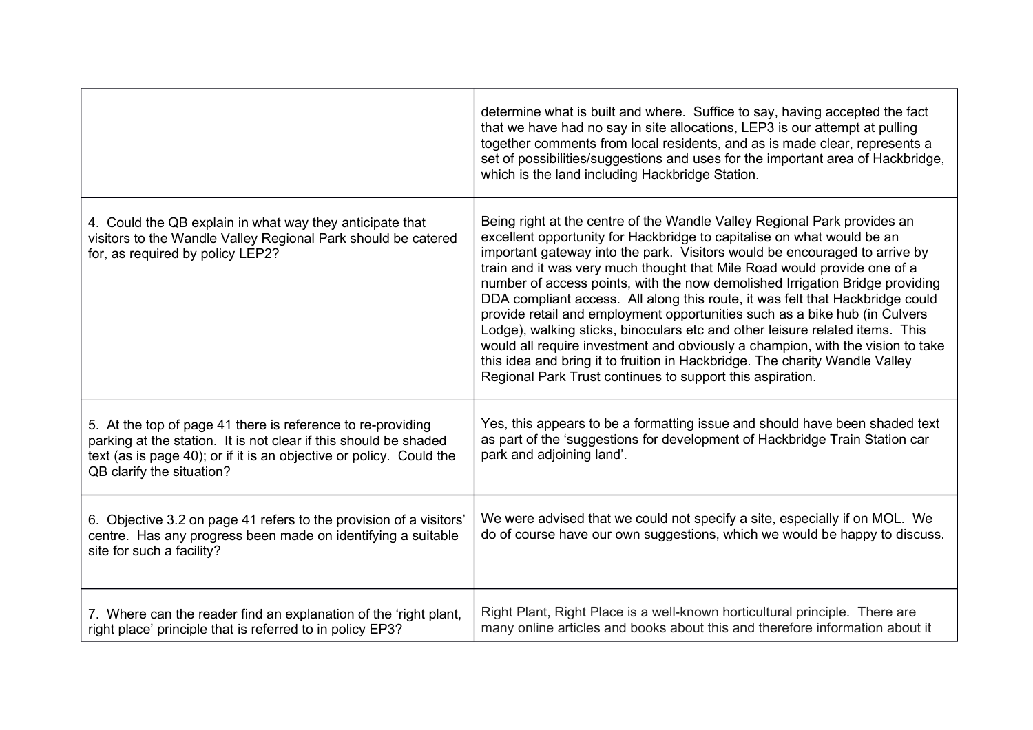| | |
|---|---|
| | determine what is built and where. Suffice to say, having accepted the fact that we have had no say in site allocations, LEP3 is our attempt at pulling together comments from local residents, and as is made clear, represents a set of possibilities/suggestions and uses for the important area of Hackbridge, which is the land including Hackbridge Station. |
| 4. Could the QB explain in what way they anticipate that visitors to the Wandle Valley Regional Park should be catered for, as required by policy LEP2? | Being right at the centre of the Wandle Valley Regional Park provides an excellent opportunity for Hackbridge to capitalise on what would be an important gateway into the park. Visitors would be encouraged to arrive by train and it was very much thought that Mile Road would provide one of a number of access points, with the now demolished Irrigation Bridge providing DDA compliant access. All along this route, it was felt that Hackbridge could provide retail and employment opportunities such as a bike hub (in Culvers Lodge), walking sticks, binoculars etc and other leisure related items. This would all require investment and obviously a champion, with the vision to take this idea and bring it to fruition in Hackbridge. The charity Wandle Valley Regional Park Trust continues to support this aspiration. |
| 5. At the top of page 41 there is reference to re-providing parking at the station. It is not clear if this should be shaded text (as is page 40); or if it is an objective or policy. Could the QB clarify the situation? | Yes, this appears to be a formatting issue and should have been shaded text as part of the 'suggestions for development of Hackbridge Train Station car park and adjoining land'. |
| 6. Objective 3.2 on page 41 refers to the provision of a visitors' centre. Has any progress been made on identifying a suitable site for such a facility? | We were advised that we could not specify a site, especially if on MOL. We do of course have our own suggestions, which we would be happy to discuss. |
| 7. Where can the reader find an explanation of the 'right plant, right place' principle that is referred to in policy EP3? | Right Plant, Right Place is a well-known horticultural principle. There are many online articles and books about this and therefore information about it |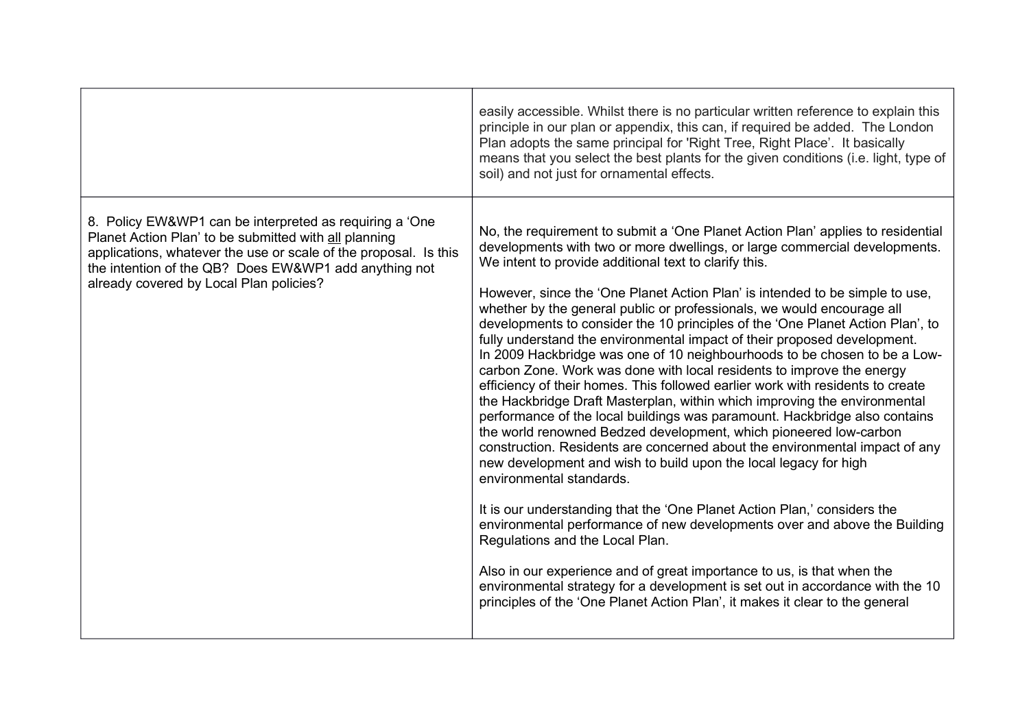| | |
|---|---|
| | easily accessible. Whilst there is no particular written reference to explain this principle in our plan or appendix, this can, if required be added. The London Plan adopts the same principal for 'Right Tree, Right Place'. It basically means that you select the best plants for the given conditions (i.e. light, type of soil) and not just for ornamental effects. |
| 8. Policy EW&WP1 can be interpreted as requiring a 'One Planet Action Plan' to be submitted with <u>all</u> planning applications, whatever the use or scale of the proposal. Is this the intention of the QB? Does EW&WP1 add anything not already covered by Local Plan policies? | No, the requirement to submit a 'One Planet Action Plan' applies to residential developments with two or more dwellings, or large commercial developments. We intent to provide additional text to clarify this.<br><br>However, since the 'One Planet Action Plan' is intended to be simple to use, whether by the general public or professionals, we would encourage all developments to consider the 10 principles of the 'One Planet Action Plan', to fully understand the environmental impact of their proposed development. In 2009 Hackbridge was one of 10 neighbourhoods to be chosen to be a Low-carbon Zone. Work was done with local residents to improve the energy efficiency of their homes. This followed earlier work with residents to create the Hackbridge Draft Masterplan, within which improving the environmental performance of the local buildings was paramount. Hackbridge also contains the world renowned Bedzed development, which pioneered low-carbon construction. Residents are concerned about the environmental impact of any new development and wish to build upon the local legacy for high environmental standards.<br><br>It is our understanding that the 'One Planet Action Plan,' considers the environmental performance of new developments over and above the Building Regulations and the Local Plan.<br><br>Also in our experience and of great importance to us, is that when the environmental strategy for a development is set out in accordance with the 10 principles of the 'One Planet Action Plan', it makes it clear to the general |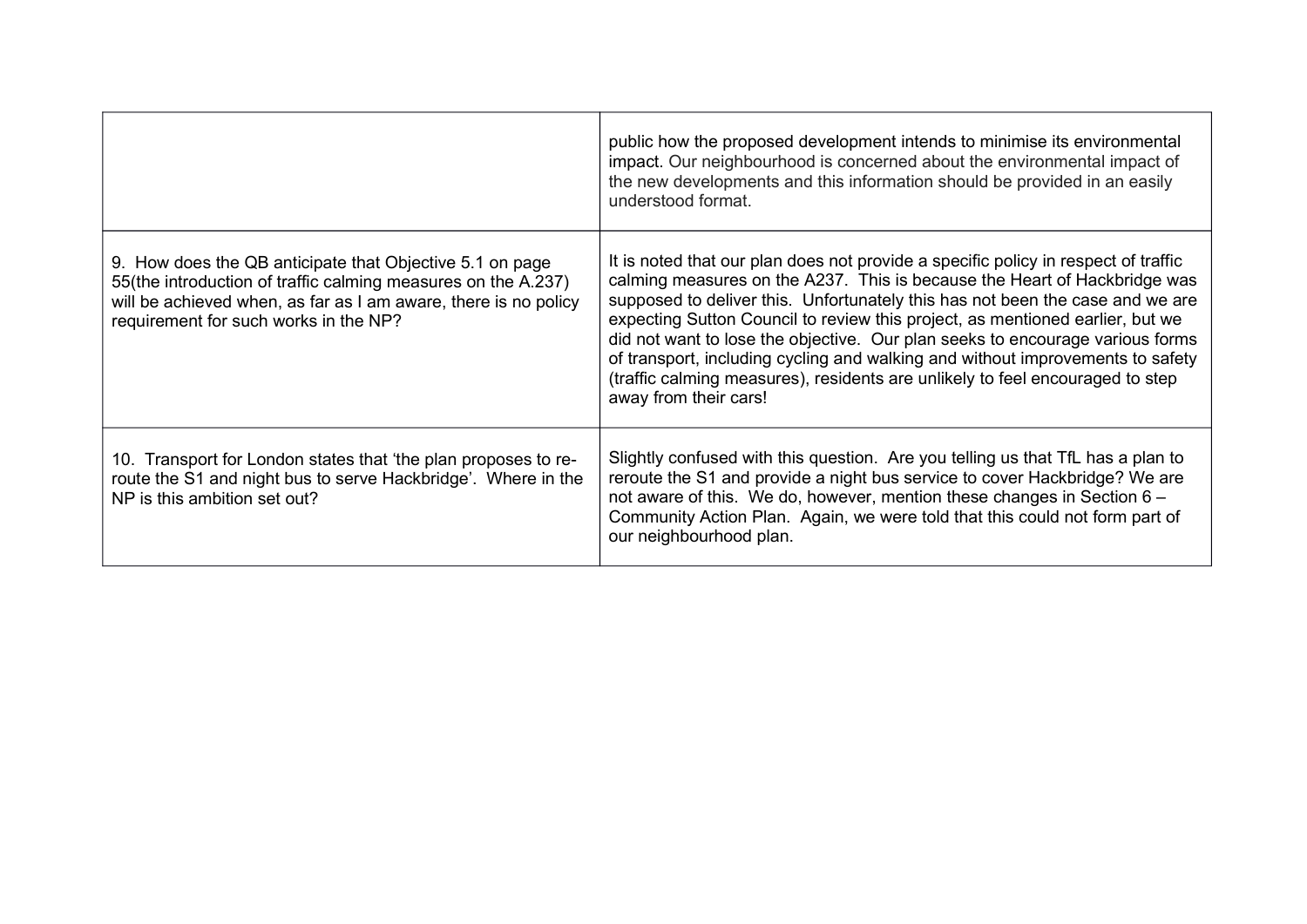| | |
|---|---|
| | public how the proposed development intends to minimise its environmental impact. Our neighbourhood is concerned about the environmental impact of the new developments and this information should be provided in an easily understood format. |
| 9. How does the QB anticipate that Objective 5.1 on page 55(the introduction of traffic calming measures on the A.237) will be achieved when, as far as I am aware, there is no policy requirement for such works in the NP? | It is noted that our plan does not provide a specific policy in respect of traffic calming measures on the A237. This is because the Heart of Hackbridge was supposed to deliver this. Unfortunately this has not been the case and we are expecting Sutton Council to review this project, as mentioned earlier, but we did not want to lose the objective. Our plan seeks to encourage various forms of transport, including cycling and walking and without improvements to safety (traffic calming measures), residents are unlikely to feel encouraged to step away from their cars! |
| 10. Transport for London states that 'the plan proposes to re-route the S1 and night bus to serve Hackbridge'. Where in the NP is this ambition set out? | Slightly confused with this question. Are you telling us that TfL has a plan to reroute the S1 and provide a night bus service to cover Hackbridge? We are not aware of this. We do, however, mention these changes in Section 6 – Community Action Plan. Again, we were told that this could not form part of our neighbourhood plan. |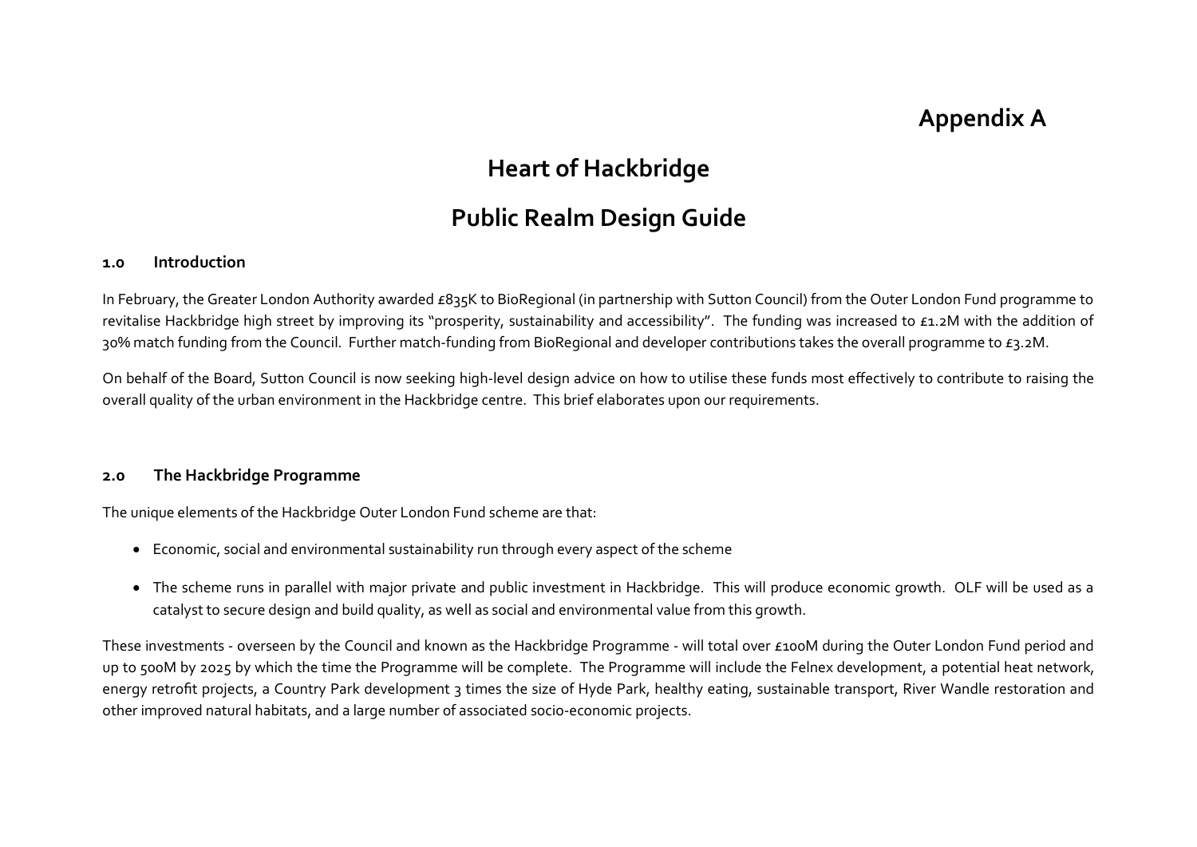# Appendix A

# Heart of Hackbridge

# Public Realm Design Guide

## 1.0 Introduction

In February, the Greater London Authority awarded £835K to BioRegional (in partnership with Sutton Council) from the Outer London Fund programme to revitalise Hackbridge high street by improving its "prosperity, sustainability and accessibility". The funding was increased to £1.2M with the addition of 30% match funding from the Council. Further match-funding from BioRegional and developer contributions takes the overall programme to £3.2M.

On behalf of the Board, Sutton Council is now seeking high-level design advice on how to utilise these funds most effectively to contribute to raising the overall quality of the urban environment in the Hackbridge centre. This brief elaborates upon our requirements.

## 2.0 The Hackbridge Programme

The unique elements of the Hackbridge Outer London Fund scheme are that:

- Economic, social and environmental sustainability run through every aspect of the scheme
- The scheme runs in parallel with major private and public investment in Hackbridge. This will produce economic growth. OLF will be used as a catalyst to secure design and build quality, as well as social and environmental value from this growth.

These investments - overseen by the Council and known as the Hackbridge Programme - will total over £100M during the Outer London Fund period and up to 500M by 2025 by which the time the Programme will be complete. The Programme will include the Felnex development, a potential heat network, energy retrofit projects, a Country Park development 3 times the size of Hyde Park, healthy eating, sustainable transport, River Wandle restoration and other improved natural habitats, and a large number of associated socio-economic projects.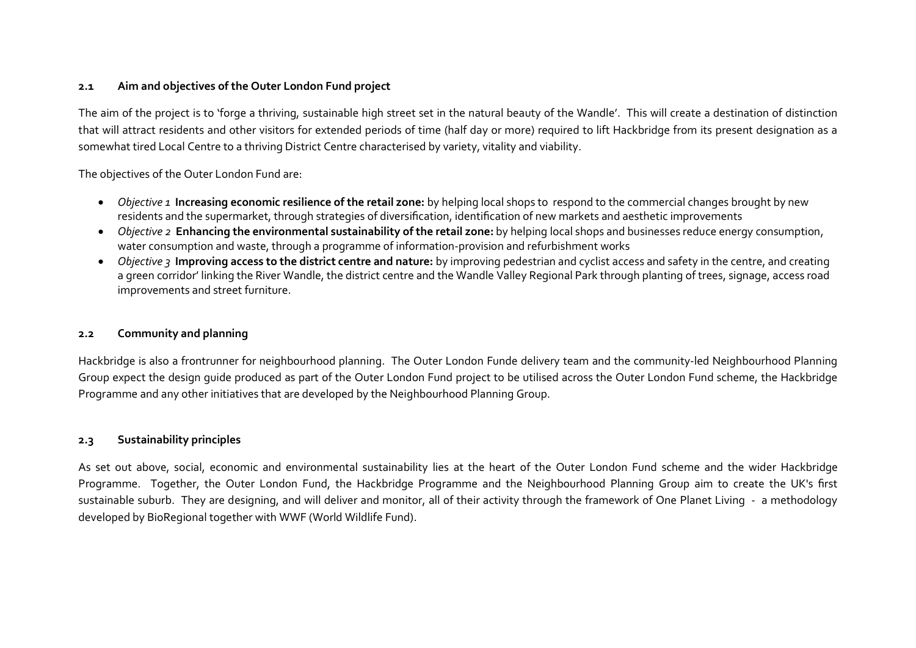### 2.1 Aim and objectives of the Outer London Fund project

The aim of the project is to 'forge a thriving, sustainable high street set in the natural beauty of the Wandle'. This will create a destination of distinction that will attract residents and other visitors for extended periods of time (half day or more) required to lift Hackbridge from its present designation as a somewhat tired Local Centre to a thriving District Centre characterised by variety, vitality and viability.

The objectives of the Outer London Fund are:

- *Objective 1* **Increasing economic resilience of the retail zone:** by helping local shops to respond to the commercial changes brought by new residents and the supermarket, through strategies of diversification, identification of new markets and aesthetic improvements
- *Objective 2* **Enhancing the environmental sustainability of the retail zone:** by helping local shops and businesses reduce energy consumption, water consumption and waste, through a programme of information-provision and refurbishment works
- *Objective 3* **Improving access to the district centre and nature:** by improving pedestrian and cyclist access and safety in the centre, and creating a green corridor' linking the River Wandle, the district centre and the Wandle Valley Regional Park through planting of trees, signage, access road improvements and street furniture.

### 2.2 Community and planning

Hackbridge is also a frontrunner for neighbourhood planning. The Outer London Funde delivery team and the community-led Neighbourhood Planning Group expect the design guide produced as part of the Outer London Fund project to be utilised across the Outer London Fund scheme, the Hackbridge Programme and any other initiatives that are developed by the Neighbourhood Planning Group.

### 2.3 Sustainability principles

As set out above, social, economic and environmental sustainability lies at the heart of the Outer London Fund scheme and the wider Hackbridge Programme. Together, the Outer London Fund, the Hackbridge Programme and the Neighbourhood Planning Group aim to create the UK's first sustainable suburb. They are designing, and will deliver and monitor, all of their activity through the framework of One Planet Living - a methodology developed by BioRegional together with WWF (World Wildlife Fund).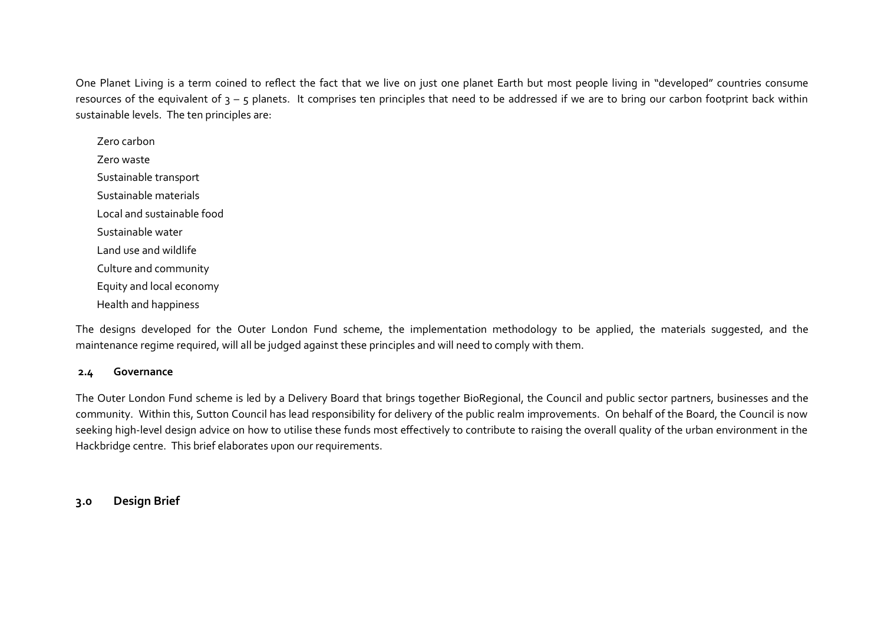One Planet Living is a term coined to reflect the fact that we live on just one planet Earth but most people living in "developed" countries consume resources of the equivalent of 3 – 5 planets. It comprises ten principles that need to be addressed if we are to bring our carbon footprint back within sustainable levels. The ten principles are:

- Zero carbon
- Zero waste
- Sustainable transport
- Sustainable materials
- Local and sustainable food
- Sustainable water
- Land use and wildlife
- Culture and community
- Equity and local economy
- Health and happiness

The designs developed for the Outer London Fund scheme, the implementation methodology to be applied, the materials suggested, and the maintenance regime required, will all be judged against these principles and will need to comply with them.

### 2.4 Governance

The Outer London Fund scheme is led by a Delivery Board that brings together BioRegional, the Council and public sector partners, businesses and the community. Within this, Sutton Council has lead responsibility for delivery of the public realm improvements. On behalf of the Board, the Council is now seeking high-level design advice on how to utilise these funds most effectively to contribute to raising the overall quality of the urban environment in the Hackbridge centre. This brief elaborates upon our requirements.

## 3.0 Design Brief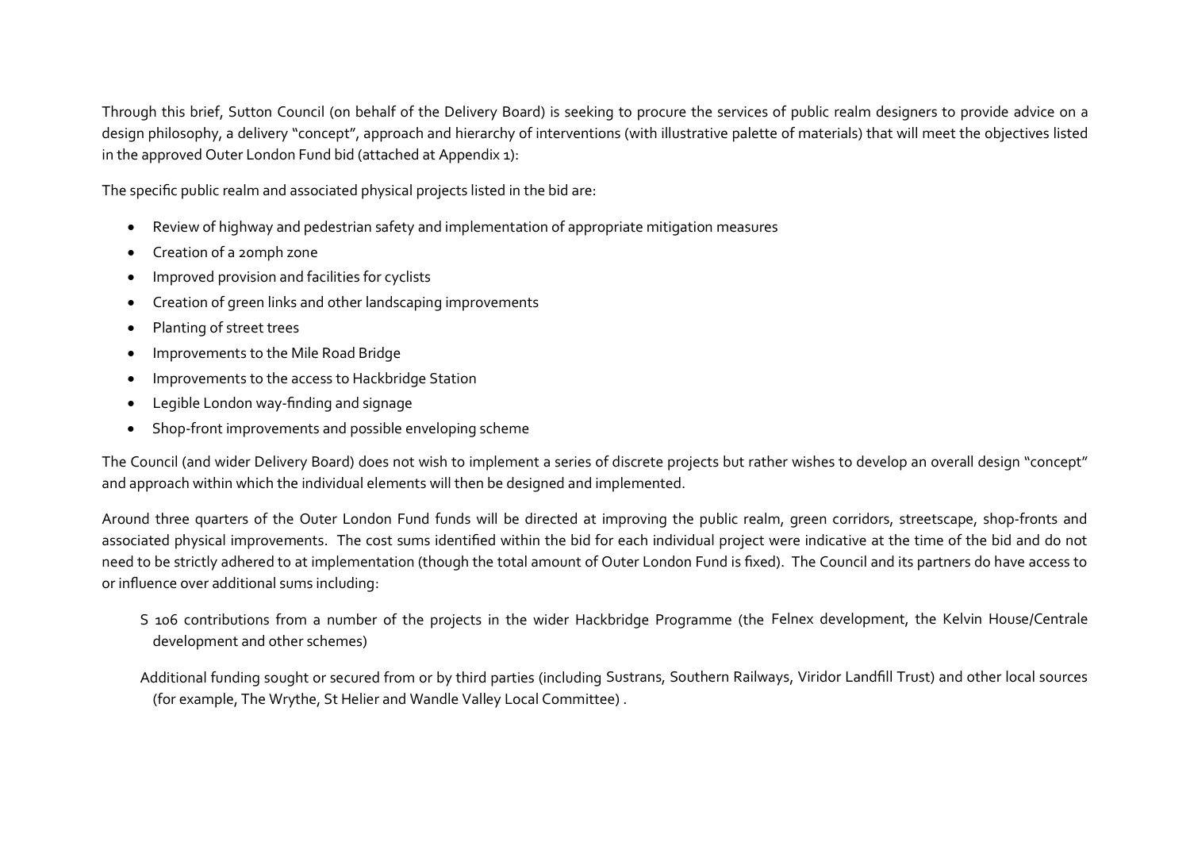Through this brief, Sutton Council (on behalf of the Delivery Board) is seeking to procure the services of public realm designers to provide advice on a design philosophy, a delivery "concept", approach and hierarchy of interventions (with illustrative palette of materials) that will meet the objectives listed in the approved Outer London Fund bid (attached at Appendix 1):

The specific public realm and associated physical projects listed in the bid are:

- Review of highway and pedestrian safety and implementation of appropriate mitigation measures
- Creation of a 20mph zone
- Improved provision and facilities for cyclists
- Creation of green links and other landscaping improvements
- Planting of street trees
- Improvements to the Mile Road Bridge
- Improvements to the access to Hackbridge Station
- Legible London way-finding and signage
- Shop-front improvements and possible enveloping scheme

The Council (and wider Delivery Board) does not wish to implement a series of discrete projects but rather wishes to develop an overall design "concept" and approach within which the individual elements will then be designed and implemented.

Around three quarters of the Outer London Fund funds will be directed at improving the public realm, green corridors, streetscape, shop-fronts and associated physical improvements. The cost sums identified within the bid for each individual project were indicative at the time of the bid and do not need to be strictly adhered to at implementation (though the total amount of Outer London Fund is fixed). The Council and its partners do have access to or influence over additional sums including:

S 106 contributions from a number of the projects in the wider Hackbridge Programme (the Felnex development, the Kelvin House/Centrale development and other schemes)

Additional funding sought or secured from or by third parties (including Sustrans, Southern Railways, Viridor Landfill Trust) and other local sources (for example, The Wrythe, St Helier and Wandle Valley Local Committee) .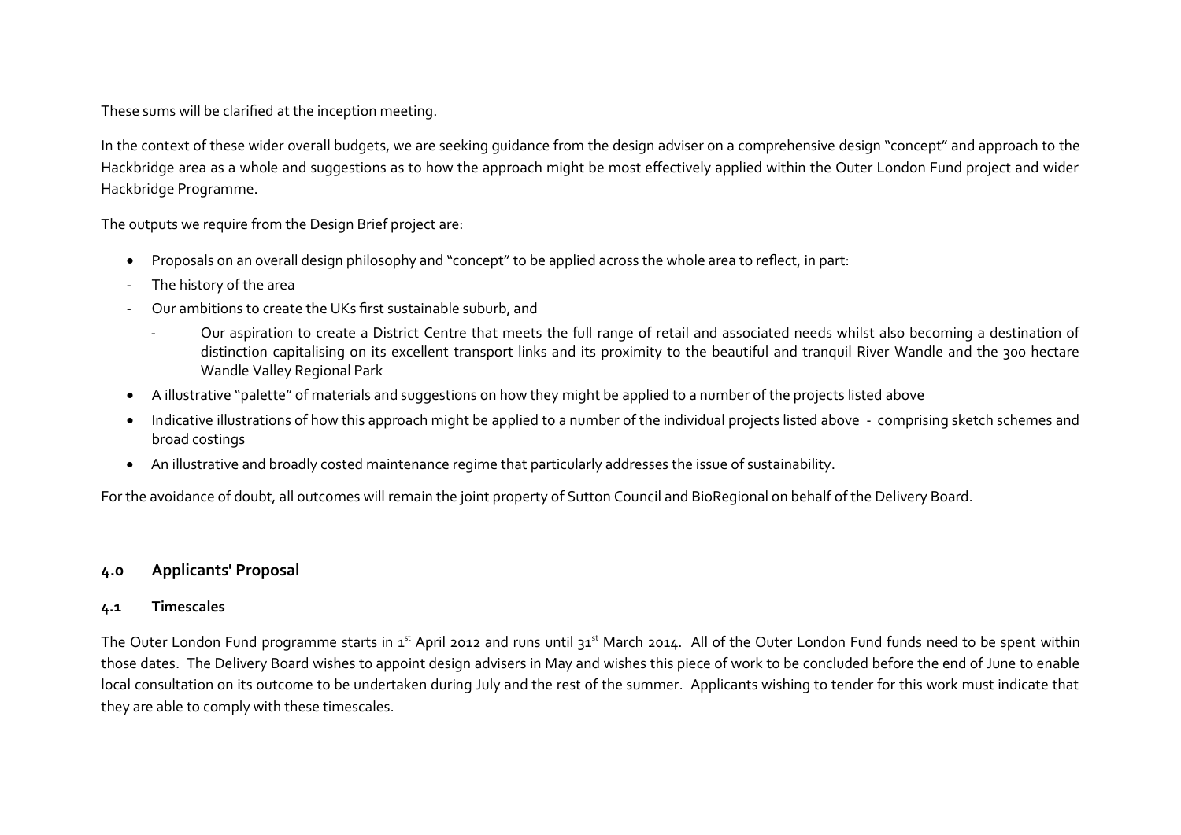These sums will be clarified at the inception meeting.

In the context of these wider overall budgets, we are seeking guidance from the design adviser on a comprehensive design "concept" and approach to the Hackbridge area as a whole and suggestions as to how the approach might be most effectively applied within the Outer London Fund project and wider Hackbridge Programme.

The outputs we require from the Design Brief project are:

- Proposals on an overall design philosophy and "concept" to be applied across the whole area to reflect, in part:
  - The history of the area
  - Our ambitions to create the UKs first sustainable suburb, and
    - Our aspiration to create a District Centre that meets the full range of retail and associated needs whilst also becoming a destination of distinction capitalising on its excellent transport links and its proximity to the beautiful and tranquil River Wandle and the 300 hectare Wandle Valley Regional Park
- A illustrative "palette" of materials and suggestions on how they might be applied to a number of the projects listed above
- Indicative illustrations of how this approach might be applied to a number of the individual projects listed above - comprising sketch schemes and broad costings
- An illustrative and broadly costed maintenance regime that particularly addresses the issue of sustainability.

For the avoidance of doubt, all outcomes will remain the joint property of Sutton Council and BioRegional on behalf of the Delivery Board.

## 4.0 Applicants' Proposal

### 4.1 Timescales

The Outer London Fund programme starts in 1st April 2012 and runs until 31st March 2014. All of the Outer London Fund funds need to be spent within those dates. The Delivery Board wishes to appoint design advisers in May and wishes this piece of work to be concluded before the end of June to enable local consultation on its outcome to be undertaken during July and the rest of the summer. Applicants wishing to tender for this work must indicate that they are able to comply with these timescales.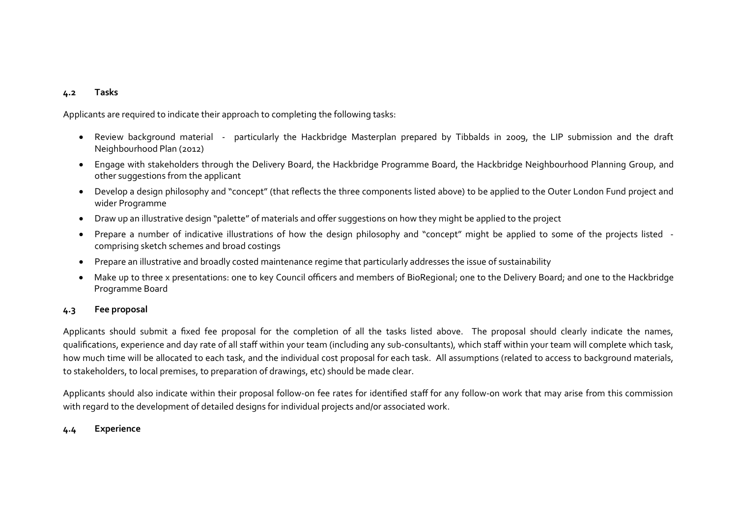### 4.2 Tasks

Applicants are required to indicate their approach to completing the following tasks:

- Review background material - particularly the Hackbridge Masterplan prepared by Tibbalds in 2009, the LIP submission and the draft Neighbourhood Plan (2012)
- Engage with stakeholders through the Delivery Board, the Hackbridge Programme Board, the Hackbridge Neighbourhood Planning Group, and other suggestions from the applicant
- Develop a design philosophy and "concept" (that reflects the three components listed above) to be applied to the Outer London Fund project and wider Programme
- Draw up an illustrative design "palette" of materials and offer suggestions on how they might be applied to the project
- Prepare a number of indicative illustrations of how the design philosophy and "concept" might be applied to some of the projects listed - comprising sketch schemes and broad costings
- Prepare an illustrative and broadly costed maintenance regime that particularly addresses the issue of sustainability
- Make up to three x presentations: one to key Council officers and members of BioRegional; one to the Delivery Board; and one to the Hackbridge Programme Board

### 4.3 Fee proposal

Applicants should submit a fixed fee proposal for the completion of all the tasks listed above. The proposal should clearly indicate the names, qualifications, experience and day rate of all staff within your team (including any sub-consultants), which staff within your team will complete which task, how much time will be allocated to each task, and the individual cost proposal for each task. All assumptions (related to access to background materials, to stakeholders, to local premises, to preparation of drawings, etc) should be made clear.

Applicants should also indicate within their proposal follow-on fee rates for identified staff for any follow-on work that may arise from this commission with regard to the development of detailed designs for individual projects and/or associated work.

### 4.4 Experience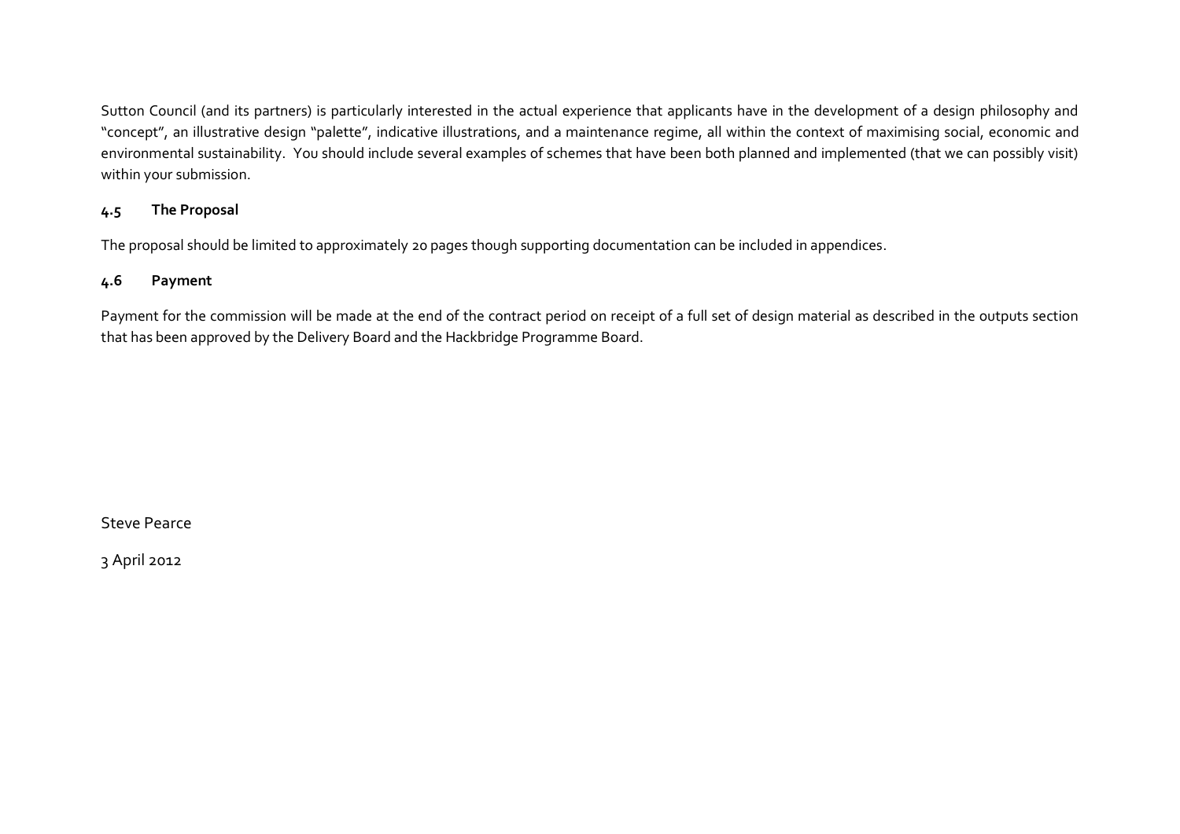Sutton Council (and its partners) is particularly interested in the actual experience that applicants have in the development of a design philosophy and "concept", an illustrative design "palette", indicative illustrations, and a maintenance regime, all within the context of maximising social, economic and environmental sustainability. You should include several examples of schemes that have been both planned and implemented (that we can possibly visit) within your submission.

### 4.5 The Proposal

The proposal should be limited to approximately 20 pages though supporting documentation can be included in appendices.

### 4.6 Payment

Payment for the commission will be made at the end of the contract period on receipt of a full set of design material as described in the outputs section that has been approved by the Delivery Board and the Hackbridge Programme Board.

Steve Pearce

3 April 2012